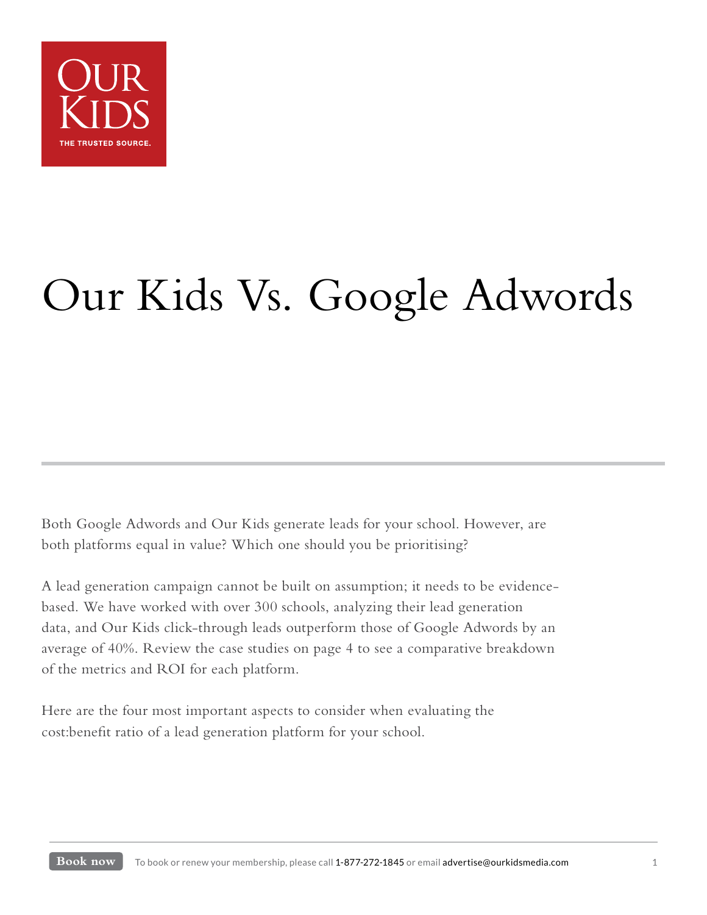OUR KIDS

THE TRUSTED SOURCE.

# Our Kids Vs. Google Adwords

Both Google Adwords and Our Kids generate leads for your school. However, are both platforms equal in value? Which one should you be prioritising?

A lead generation campaign cannot be built on assumption; it needs to be evidence-based. We have worked with over 300 schools, analyzing their lead generation data, and Our Kids click-through leads outperform those of Google Adwords by an average of 40%. Review the case studies on page 4 to see a comparative breakdown of the metrics and ROI for each platform.

Here are the four most important aspects to consider when evaluating the cost:benefit ratio of a lead generation platform for your school.

**Book now** To book or renew your membership, please call 1-877-272-1845 or email advertise@ourkidsmedia.com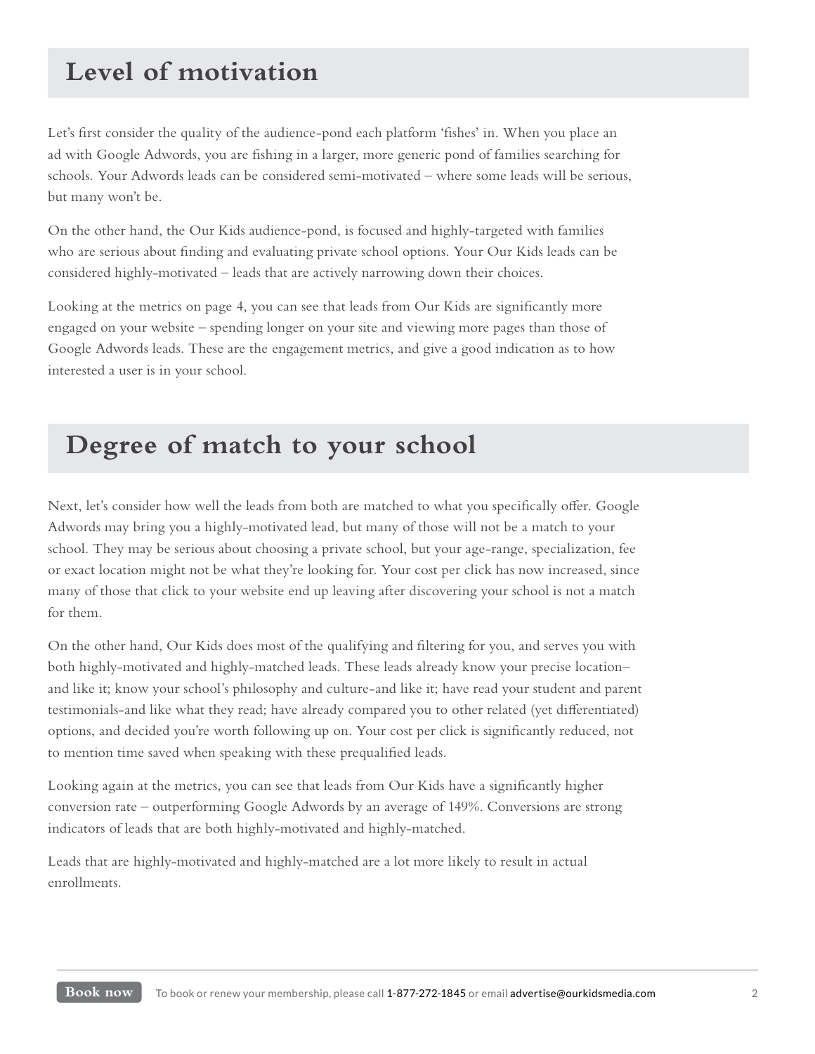## Level of motivation

Let's first consider the quality of the audience-pond each platform 'fishes' in. When you place an ad with Google Adwords, you are fishing in a larger, more generic pond of families searching for schools. Your Adwords leads can be considered semi-motivated – where some leads will be serious, but many won't be.

On the other hand, the Our Kids audience-pond, is focused and highly-targeted with families who are serious about finding and evaluating private school options. Your Our Kids leads can be considered highly-motivated – leads that are actively narrowing down their choices.

Looking at the metrics on page 4, you can see that leads from Our Kids are significantly more engaged on your website – spending longer on your site and viewing more pages than those of Google Adwords leads. These are the engagement metrics, and give a good indication as to how interested a user is in your school.

## Degree of match to your school

Next, let's consider how well the leads from both are matched to what you specifically offer. Google Adwords may bring you a highly-motivated lead, but many of those will not be a match to your school. They may be serious about choosing a private school, but your age-range, specialization, fee or exact location might not be what they're looking for. Your cost per click has now increased, since many of those that click to your website end up leaving after discovering your school is not a match for them.

On the other hand, Our Kids does most of the qualifying and filtering for you, and serves you with both highly-motivated and highly-matched leads. These leads already know your precise location– and like it; know your school's philosophy and culture-and like it; have read your student and parent testimonials-and like what they read; have already compared you to other related (yet differentiated) options, and decided you're worth following up on. Your cost per click is significantly reduced, not to mention time saved when speaking with these prequalified leads.

Looking again at the metrics, you can see that leads from Our Kids have a significantly higher conversion rate – outperforming Google Adwords by an average of 149%. Conversions are strong indicators of leads that are both highly-motivated and highly-matched.

Leads that are highly-motivated and highly-matched are a lot more likely to result in actual enrollments.

**Book now** To book or renew your membership, please call 1-877-272-1845 or email advertise@ourkidsmedia.com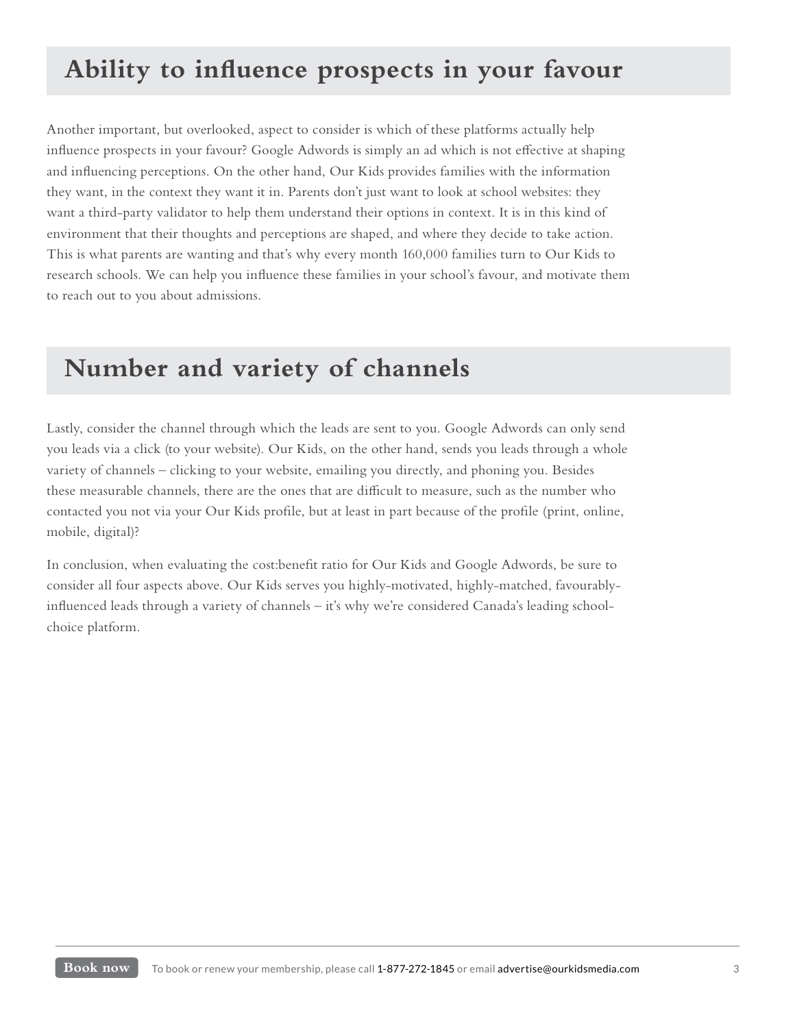## Ability to influence prospects in your favour

Another important, but overlooked, aspect to consider is which of these platforms actually help influence prospects in your favour? Google Adwords is simply an ad which is not effective at shaping and influencing perceptions. On the other hand, Our Kids provides families with the information they want, in the context they want it in. Parents don't just want to look at school websites: they want a third-party validator to help them understand their options in context. It is in this kind of environment that their thoughts and perceptions are shaped, and where they decide to take action. This is what parents are wanting and that's why every month 160,000 families turn to Our Kids to research schools. We can help you influence these families in your school's favour, and motivate them to reach out to you about admissions.

## Number and variety of channels

Lastly, consider the channel through which the leads are sent to you. Google Adwords can only send you leads via a click (to your website). Our Kids, on the other hand, sends you leads through a whole variety of channels – clicking to your website, emailing you directly, and phoning you. Besides these measurable channels, there are the ones that are difficult to measure, such as the number who contacted you not via your Our Kids profile, but at least in part because of the profile (print, online, mobile, digital)?

In conclusion, when evaluating the cost:benefit ratio for Our Kids and Google Adwords, be sure to consider all four aspects above. Our Kids serves you highly-motivated, highly-matched, favourably-influenced leads through a variety of channels – it's why we're considered Canada's leading school-choice platform.

**Book now** To book or renew your membership, please call 1-877-272-1845 or email advertise@ourkidsmedia.com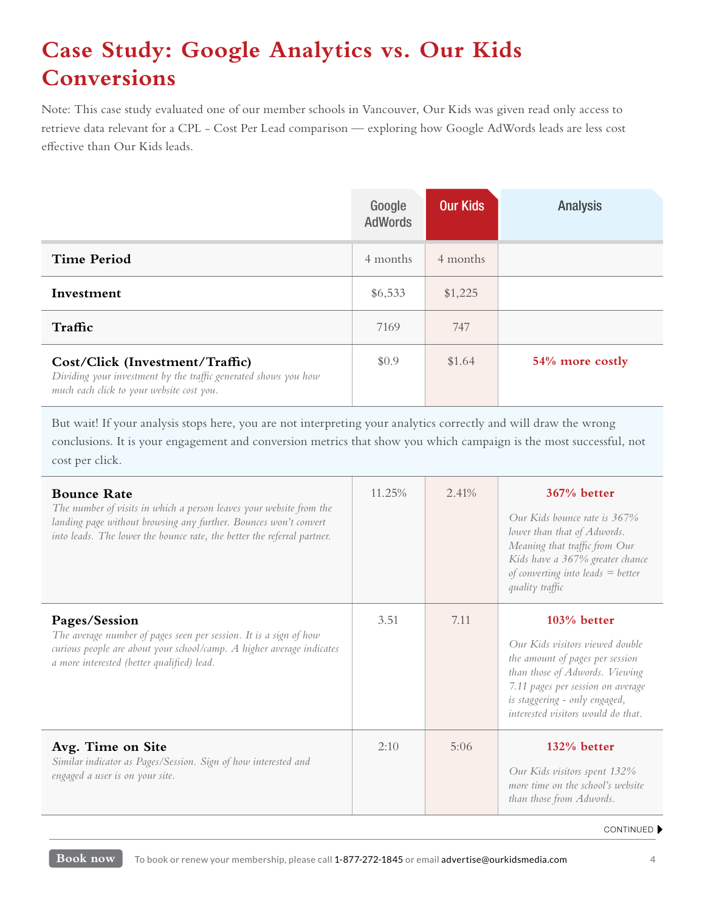# Case Study: Google Analytics vs. Our Kids Conversions

Note: This case study evaluated one of our member schools in Vancouver, Our Kids was given read only access to retrieve data relevant for a CPL - Cost Per Lead comparison — exploring how Google AdWords leads are less cost effective than Our Kids leads.

| | Google AdWords | Our Kids | Analysis |
|---|---|---|---|
| **Time Period** | 4 months | 4 months | |
| **Investment** | $6,533 | $1,225 | |
| **Traffic** | 7169 | 747 | |
| **Cost/Click (Investment/Traffic)**<br>*Dividing your investment by the traffic generated shows you how much each click to your website cost you.* | $0.9 | $1.64 | **54% more costly** |
| But wait! If your analysis stops here, you are not interpreting your analytics correctly and will draw the wrong conclusions. It is your engagement and conversion metrics that show you which campaign is the most successful, not cost per click. | | | |
| **Bounce Rate**<br>*The number of visits in which a person leaves your website from the landing page without browsing any further. Bounces won't convert into leads. The lower the bounce rate, the better the referral partner.* | 11.25% | 2.41% | **367% better**<br>*Our Kids bounce rate is 367% lower than that of Adwords. Meaning that traffic from Our Kids have a 367% greater chance of converting into leads = better quality traffic* |
| **Pages/Session**<br>*The average number of pages seen per session. It is a sign of how curious people are about your school/camp. A higher average indicates a more interested (better qualified) lead.* | 3.51 | 7.11 | **103% better**<br>*Our Kids visitors viewed double the amount of pages per session than those of Adwords. Viewing 7.11 pages per session on average is staggering - only engaged, interested visitors would do that.* |
| **Avg. Time on Site**<br>*Similar indicator as Pages/Session. Sign of how interested and engaged a user is on your site.* | 2:10 | 5:06 | **132% better**<br>*Our Kids visitors spent 132% more time on the school's website than those from Adwords.* |

CONTINUED

**Book now** To book or renew your membership, please call 1-877-272-1845 or email advertise@ourkidsmedia.com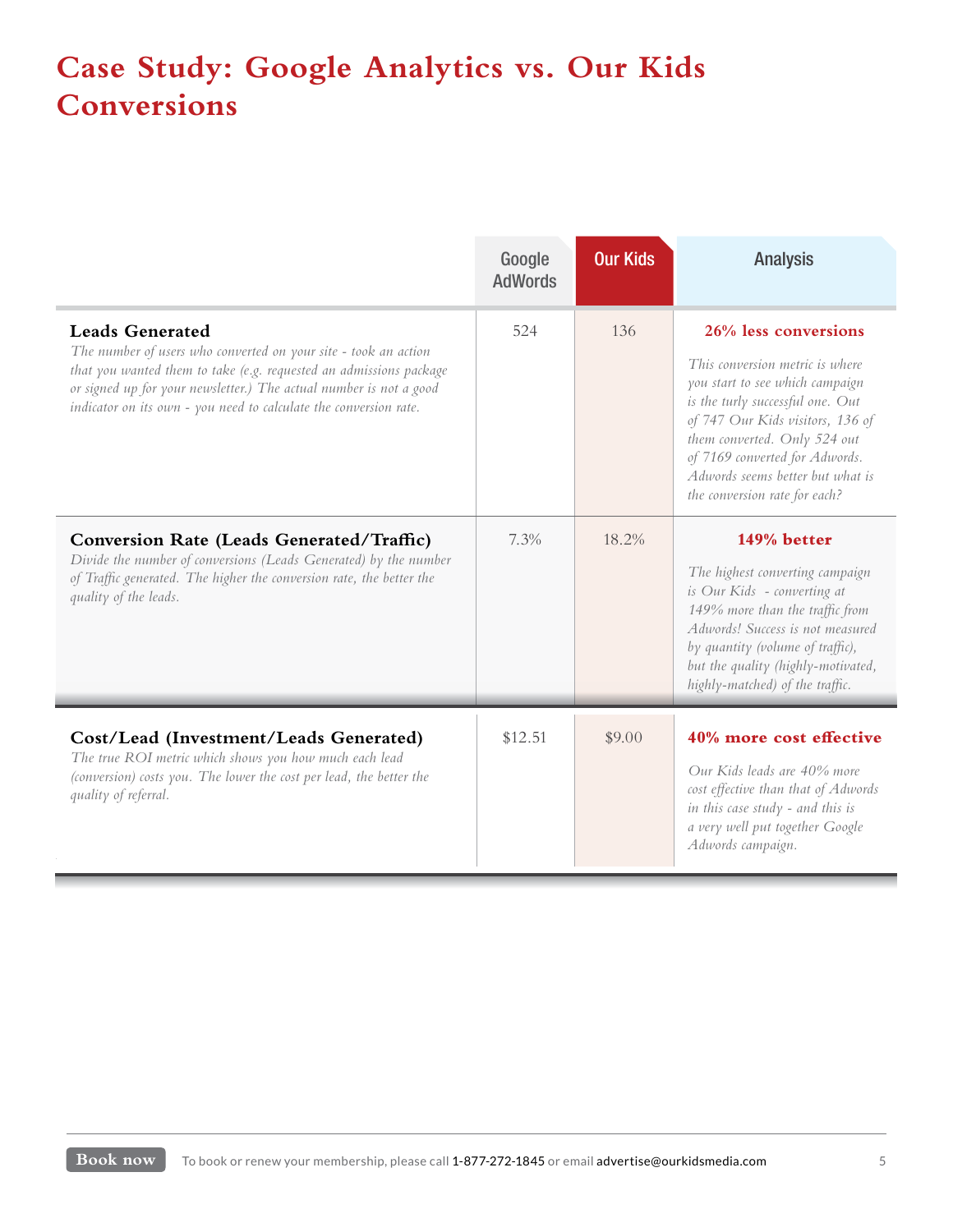# Case Study: Google Analytics vs. Our Kids Conversions

| | Google AdWords | Our Kids | Analysis |
|---|---|---|---|
| **Leads Generated**<br>*The number of users who converted on your site - took an action that you wanted them to take (e.g. requested an admissions package or signed up for your newsletter.) The actual number is not a good indicator on its own - you need to calculate the conversion rate.* | 524 | 136 | **26% less conversions**<br>*This conversion metric is where you start to see which campaign is the turly successful one. Out of 747 Our Kids visitors, 136 of them converted. Only 524 out of 7169 converted for Adwords. Adwords seems better but what is the conversion rate for each?* |
| **Conversion Rate (Leads Generated/Traffic)**<br>*Divide the number of conversions (Leads Generated) by the number of Traffic generated. The higher the conversion rate, the better the quality of the leads.* | 7.3% | 18.2% | **149% better**<br>*The highest converting campaign is Our Kids - converting at 149% more than the traffic from Adwords! Success is not measured by quantity (volume of traffic), but the quality (highly-motivated, highly-matched) of the traffic.* |
| **Cost/Lead (Investment/Leads Generated)**<br>*The true ROI metric which shows you how much each lead (conversion) costs you. The lower the cost per lead, the better the quality of referral.* | $12.51 | $9.00 | **40% more cost effective**<br>*Our Kids leads are 40% more cost effective than that of Adwords in this case study - and this is a very well put together Google Adwords campaign.* |

**Book now** To book or renew your membership, please call 1-877-272-1845 or email advertise@ourkidsmedia.com